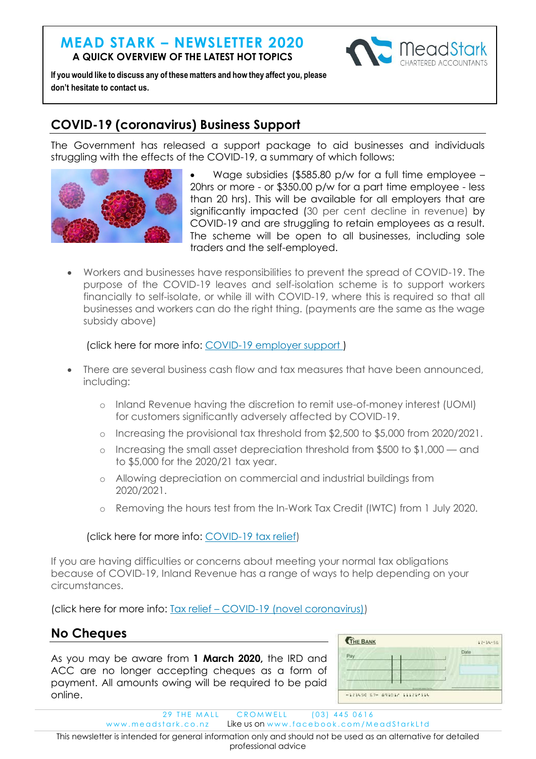# MEAD STARK – NEWSLETTER 2020

**A QUICK OVERVIEW OF THE LATEST HOT TOPICS**

**If you would like to discuss any of these matters and how they affect you, please don't hesitate to contact us.**

## COVID-19 (coronavirus) Business Support

The Government has released a support package to aid businesses and individuals struggling with the effects of the COVID-19, a summary of which follows:

- Wage subsidies ($585.80 p/w for a full time employee – 20hrs or more - or $350.00 p/w for a part time employee - less than 20 hrs). This will be available for all employers that are significantly impacted (30 per cent decline in revenue) by COVID-19 and are struggling to retain employees as a result. The scheme will be open to all businesses, including sole traders and the self-employed.
- Workers and businesses have responsibilities to prevent the spread of COVID-19. The purpose of the COVID-19 leaves and self-isolation scheme is to support workers financially to self-isolate, or while ill with COVID-19, where this is required so that all businesses and workers can do the right thing. (payments are the same as the wage subsidy above)

  (click here for more info: COVID-19 employer support )

- There are several business cash flow and tax measures that have been announced, including:
  - Inland Revenue having the discretion to remit use-of-money interest (UOMI) for customers significantly adversely affected by COVID-19.
  - Increasing the provisional tax threshold from $2,500 to $5,000 from 2020/2021.
  - Increasing the small asset depreciation threshold from $500 to $1,000 — and to $5,000 for the 2020/21 tax year.
  - Allowing depreciation on commercial and industrial buildings from 2020/2021.
  - Removing the hours test from the In-Work Tax Credit (IWTC) from 1 July 2020.

  (click here for more info: COVID-19 tax relief)

If you are having difficulties or concerns about meeting your normal tax obligations because of COVID-19, Inland Revenue has a range of ways to help depending on your circumstances.

(click here for more info: Tax relief – COVID-19 (novel coronavirus))

## No Cheques

As you may be aware from **1 March 2020,** the IRD and ACC are no longer accepting cheques as a form of payment. All amounts owing will be required to be paid online.

29 THE MALL CROMWELL (03) 445 0616
www.meadstark.co.nz Like us on www.facebook.com/MeadStarkLtd

This newsletter is intended for general information only and should not be used as an alternative for detailed professional advice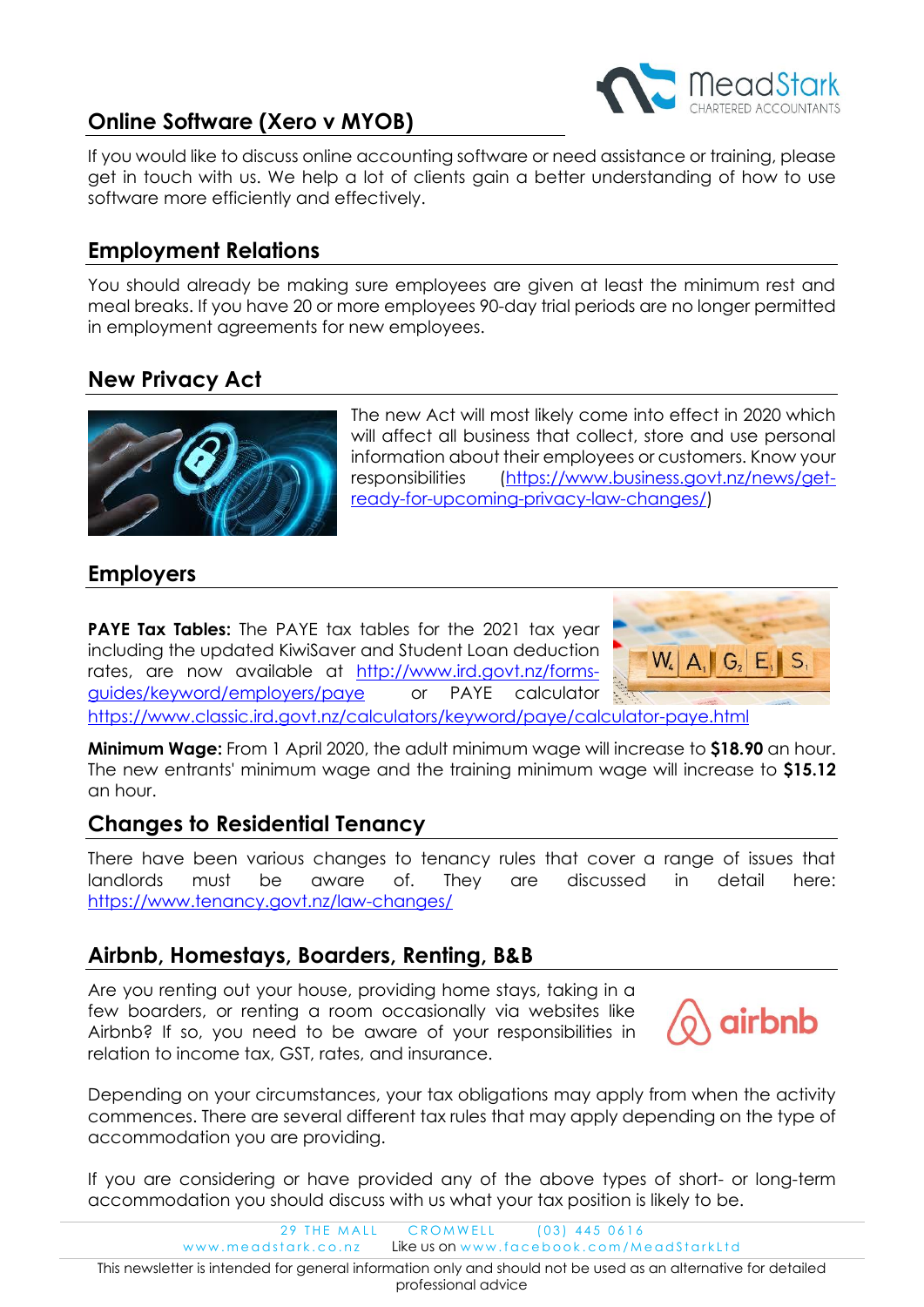## Online Software (Xero v MYOB)

If you would like to discuss online accounting software or need assistance or training, please get in touch with us. We help a lot of clients gain a better understanding of how to use software more efficiently and effectively.

## Employment Relations

You should already be making sure employees are given at least the minimum rest and meal breaks. If you have 20 or more employees 90-day trial periods are no longer permitted in employment agreements for new employees.

## New Privacy Act

The new Act will most likely come into effect in 2020 which will affect all business that collect, store and use personal information about their employees or customers. Know your responsibilities (https://www.business.govt.nz/news/get-ready-for-upcoming-privacy-law-changes/)

## Employers

**PAYE Tax Tables:** The PAYE tax tables for the 2021 tax year including the updated KiwiSaver and Student Loan deduction rates, are now available at http://www.ird.govt.nz/forms-guides/keyword/employers/paye or PAYE calculator https://www.classic.ird.govt.nz/calculators/keyword/paye/calculator-paye.html

**Minimum Wage:** From 1 April 2020, the adult minimum wage will increase to **$18.90** an hour. The new entrants' minimum wage and the training minimum wage will increase to **$15.12** an hour.

## Changes to Residential Tenancy

There have been various changes to tenancy rules that cover a range of issues that landlords must be aware of. They are discussed in detail here: https://www.tenancy.govt.nz/law-changes/

## Airbnb, Homestays, Boarders, Renting, B&B

Are you renting out your house, providing home stays, taking in a few boarders, or renting a room occasionally via websites like Airbnb? If so, you need to be aware of your responsibilities in relation to income tax, GST, rates, and insurance.

Depending on your circumstances, your tax obligations may apply from when the activity commences. There are several different tax rules that may apply depending on the type of accommodation you are providing.

If you are considering or have provided any of the above types of short- or long-term accommodation you should discuss with us what your tax position is likely to be.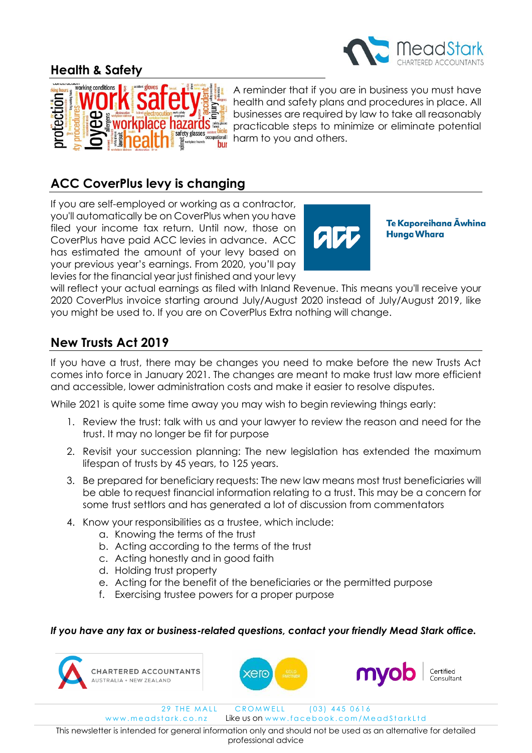## Health & Safety

A reminder that if you are in business you must have health and safety plans and procedures in place. All businesses are required by law to take all reasonably practicable steps to minimize or eliminate potential harm to you and others.

## ACC CoverPlus levy is changing

If you are self-employed or working as a contractor, you'll automatically be on CoverPlus when you have filed your income tax return. Until now, those on CoverPlus have paid ACC levies in advance. ACC has estimated the amount of your levy based on your previous year's earnings. From 2020, you'll pay levies for the financial year just finished and your levy will reflect your actual earnings as filed with Inland Revenue. This means you'll receive your 2020 CoverPlus invoice starting around July/August 2020 instead of July/August 2019, like you might be used to. If you are on CoverPlus Extra nothing will change.

## New Trusts Act 2019

If you have a trust, there may be changes you need to make before the new Trusts Act comes into force in January 2021. The changes are meant to make trust law more efficient and accessible, lower administration costs and make it easier to resolve disputes.

While 2021 is quite some time away you may wish to begin reviewing things early:

1. Review the trust: talk with us and your lawyer to review the reason and need for the trust. It may no longer be fit for purpose
2. Revisit your succession planning: The new legislation has extended the maximum lifespan of trusts by 45 years, to 125 years.
3. Be prepared for beneficiary requests: The new law means most trust beneficiaries will be able to request financial information relating to a trust. This may be a concern for some trust settlors and has generated a lot of discussion from commentators
4. Know your responsibilities as a trustee, which include:
   a. Knowing the terms of the trust
   b. Acting according to the terms of the trust
   c. Acting honestly and in good faith
   d. Holding trust property
   e. Acting for the benefit of the beneficiaries or the permitted purpose
   f. Exercising trustee powers for a proper purpose

***If you have any tax or business-related questions, contact your friendly Mead Stark office.***

29 THE MALL CROMWELL (03) 445 0616
www.meadstark.co.nz Like us on www.facebook.com/MeadStarkLtd

This newsletter is intended for general information only and should not be used as an alternative for detailed professional advice